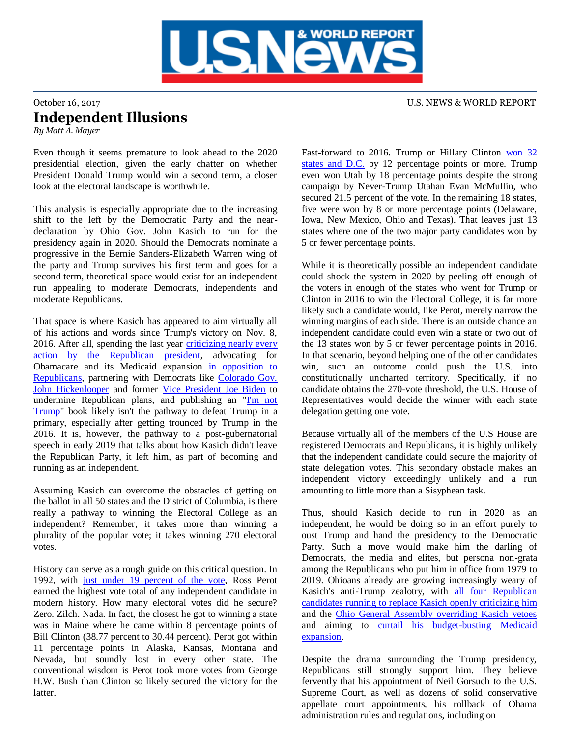October 16, 2017

U.S. NEWS & WORLD REPORT

# Independent Illusions

*By Matt A. Mayer*

Even though it seems premature to look ahead to the 2020 presidential election, given the early chatter on whether President Donald Trump would win a second term, a closer look at the electoral landscape is worthwhile.

This analysis is especially appropriate due to the increasing shift to the left by the Democratic Party and the near-declaration by Ohio Gov. John Kasich to run for the presidency again in 2020. Should the Democrats nominate a progressive in the Bernie Sanders-Elizabeth Warren wing of the party and Trump survives his first term and goes for a second term, theoretical space would exist for an independent run appealing to moderate Democrats, independents and moderate Republicans.

That space is where Kasich has appeared to aim virtually all of his actions and words since Trump's victory on Nov. 8, 2016. After all, spending the last year criticizing nearly every action by the Republican president, advocating for Obamacare and its Medicaid expansion in opposition to Republicans, partnering with Democrats like Colorado Gov. John Hickenlooper and former Vice President Joe Biden to undermine Republican plans, and publishing an "I'm not Trump" book likely isn't the pathway to defeat Trump in a primary, especially after getting trounced by Trump in the 2016. It is, however, the pathway to a post-gubernatorial speech in early 2019 that talks about how Kasich didn't leave the Republican Party, it left him, as part of becoming and running as an independent.

Assuming Kasich can overcome the obstacles of getting on the ballot in all 50 states and the District of Columbia, is there really a pathway to winning the Electoral College as an independent? Remember, it takes more than winning a plurality of the popular vote; it takes winning 270 electoral votes.

History can serve as a rough guide on this critical question. In 1992, with just under 19 percent of the vote, Ross Perot earned the highest vote total of any independent candidate in modern history. How many electoral votes did he secure? Zero. Zilch. Nada. In fact, the closest he got to winning a state was in Maine where he came within 8 percentage points of Bill Clinton (38.77 percent to 30.44 percent). Perot got within 11 percentage points in Alaska, Kansas, Montana and Nevada, but soundly lost in every other state. The conventional wisdom is Perot took more votes from George H.W. Bush than Clinton so likely secured the victory for the latter.

Fast-forward to 2016. Trump or Hillary Clinton won 32 states and D.C. by 12 percentage points or more. Trump even won Utah by 18 percentage points despite the strong campaign by Never-Trump Utahan Evan McMullin, who secured 21.5 percent of the vote. In the remaining 18 states, five were won by 8 or more percentage points (Delaware, Iowa, New Mexico, Ohio and Texas). That leaves just 13 states where one of the two major party candidates won by 5 or fewer percentage points.

While it is theoretically possible an independent candidate could shock the system in 2020 by peeling off enough of the voters in enough of the states who went for Trump or Clinton in 2016 to win the Electoral College, it is far more likely such a candidate would, like Perot, merely narrow the winning margins of each side. There is an outside chance an independent candidate could even win a state or two out of the 13 states won by 5 or fewer percentage points in 2016. In that scenario, beyond helping one of the other candidates win, such an outcome could push the U.S. into constitutionally uncharted territory. Specifically, if no candidate obtains the 270-vote threshold, the U.S. House of Representatives would decide the winner with each state delegation getting one vote.

Because virtually all of the members of the U.S House are registered Democrats and Republicans, it is highly unlikely that the independent candidate could secure the majority of state delegation votes. This secondary obstacle makes an independent victory exceedingly unlikely and a run amounting to little more than a Sisyphean task.

Thus, should Kasich decide to run in 2020 as an independent, he would be doing so in an effort purely to oust Trump and hand the presidency to the Democratic Party. Such a move would make him the darling of Democrats, the media and elites, but persona non-grata among the Republicans who put him in office from 1979 to 2019. Ohioans already are growing increasingly weary of Kasich's anti-Trump zealotry, with all four Republican candidates running to replace Kasich openly criticizing him and the Ohio General Assembly overriding Kasich vetoes and aiming to curtail his budget-busting Medicaid expansion.

Despite the drama surrounding the Trump presidency, Republicans still strongly support him. They believe fervently that his appointment of Neil Gorsuch to the U.S. Supreme Court, as well as dozens of solid conservative appellate court appointments, his rollback of Obama administration rules and regulations, including on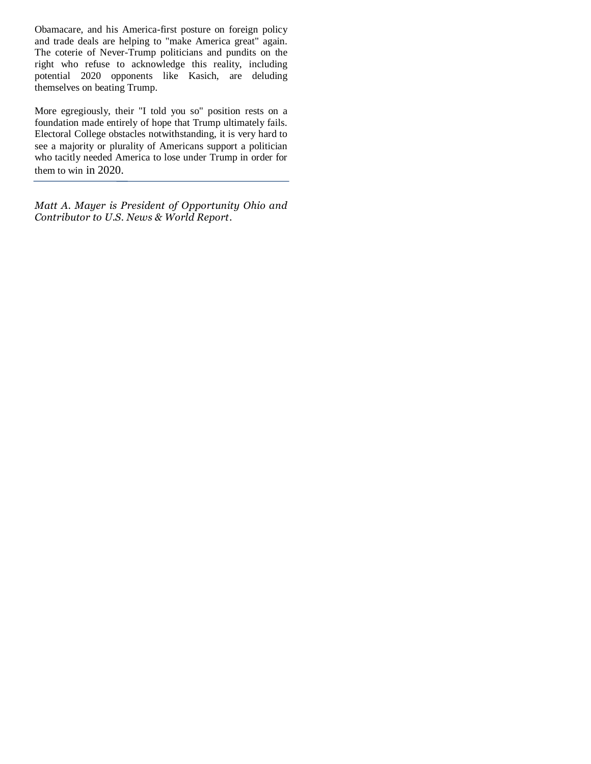Obamacare, and his America-first posture on foreign policy and trade deals are helping to "make America great" again. The coterie of Never-Trump politicians and pundits on the right who refuse to acknowledge this reality, including potential 2020 opponents like Kasich, are deluding themselves on beating Trump.

More egregiously, their "I told you so" position rests on a foundation made entirely of hope that Trump ultimately fails. Electoral College obstacles notwithstanding, it is very hard to see a majority or plurality of Americans support a politician who tacitly needed America to lose under Trump in order for them to win in 2020.

---

*Matt A. Mayer is President of Opportunity Ohio and Contributor to U.S. News & World Report.*